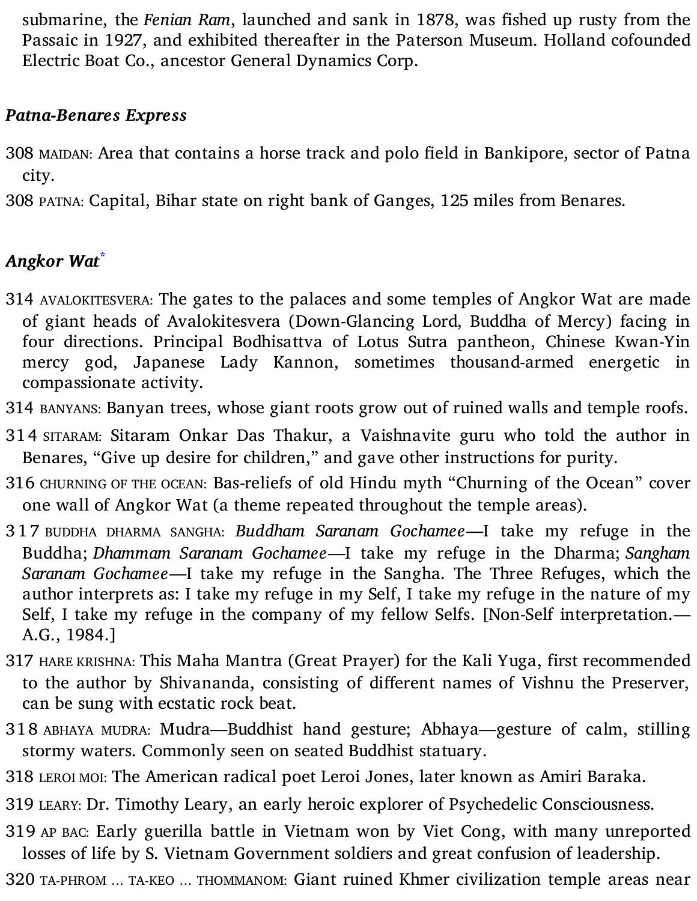submarine, the *Fenian Ram*, launched and sank in 1878, was fished up rusty from the Passaic in 1927, and exhibited thereafter in the Paterson Museum. Holland cofounded Electric Boat Co., ancestor General Dynamics Corp.

### *Patna-Benares Express*

308 MAIDAN: Area that contains a horse track and polo field in Bankipore, sector of Patna city.

308 PATNA: Capital, Bihar state on right bank of Ganges, 125 miles from Benares.

### *Angkor Wat*\*

314 AVALOKITESVERA: The gates to the palaces and some temples of Angkor Wat are made of giant heads of Avalokitesvera (Down-Glancing Lord, Buddha of Mercy) facing in four directions. Principal Bodhisattva of Lotus Sutra pantheon, Chinese Kwan-Yin mercy god, Japanese Lady Kannon, sometimes thousand-armed energetic in compassionate activity.

314 BANYANS: Banyan trees, whose giant roots grow out of ruined walls and temple roofs.

314 SITARAM: Sitaram Onkar Das Thakur, a Vaishnavite guru who told the author in Benares, "Give up desire for children," and gave other instructions for purity.

316 CHURNING OF THE OCEAN: Bas-reliefs of old Hindu myth "Churning of the Ocean" cover one wall of Angkor Wat (a theme repeated throughout the temple areas).

317 BUDDHA DHARMA SANGHA: *Buddham Saranam Gochamee*—I take my refuge in the Buddha; *Dhammam Saranam Gochamee*—I take my refuge in the Dharma; *Sangham Saranam Gochamee*—I take my refuge in the Sangha. The Three Refuges, which the author interprets as: I take my refuge in my Self, I take my refuge in the nature of my Self, I take my refuge in the company of my fellow Selfs. [Non-Self interpretation.—A.G., 1984.]

317 HARE KRISHNA: This Maha Mantra (Great Prayer) for the Kali Yuga, first recommended to the author by Shivananda, consisting of different names of Vishnu the Preserver, can be sung with ecstatic rock beat.

318 ABHAYA MUDRA: Mudra—Buddhist hand gesture; Abhaya—gesture of calm, stilling stormy waters. Commonly seen on seated Buddhist statuary.

318 LEROI MOI: The American radical poet Leroi Jones, later known as Amiri Baraka.

319 LEARY: Dr. Timothy Leary, an early heroic explorer of Psychedelic Consciousness.

319 AP BAC: Early guerilla battle in Vietnam won by Viet Cong, with many unreported losses of life by S. Vietnam Government soldiers and great confusion of leadership.

320 TA-PHROM … TA-KEO … THOMMANOM: Giant ruined Khmer civilization temple areas near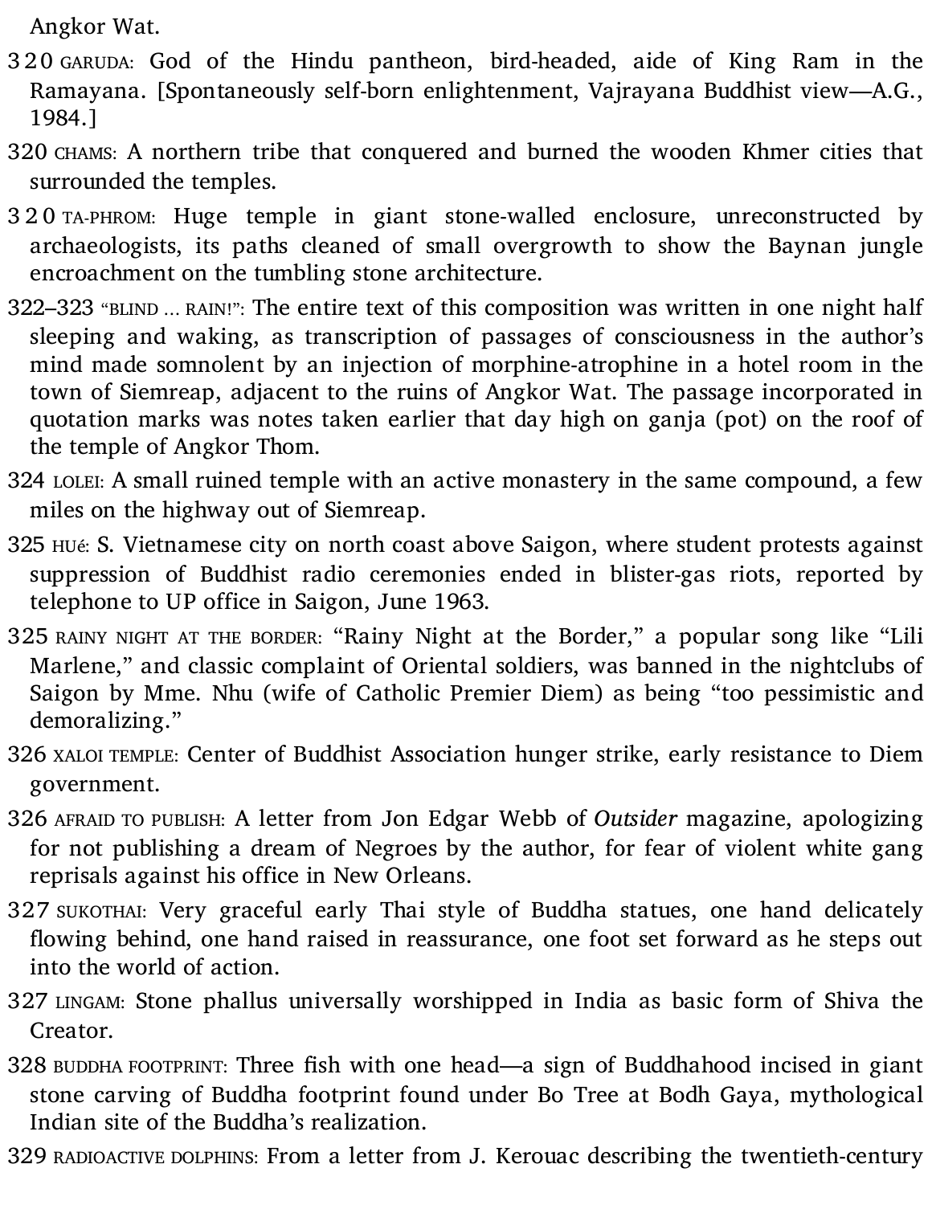Angkor Wat.

320 GARUDA: God of the Hindu pantheon, bird-headed, aide of King Ram in the Ramayana. [Spontaneously self-born enlightenment, Vajrayana Buddhist view—A.G., 1984.]

320 CHAMS: A northern tribe that conquered and burned the wooden Khmer cities that surrounded the temples.

320 TA-PHROM: Huge temple in giant stone-walled enclosure, unreconstructed by archaeologists, its paths cleaned of small overgrowth to show the Baynan jungle encroachment on the tumbling stone architecture.

322–323 "BLIND … RAIN!": The entire text of this composition was written in one night half sleeping and waking, as transcription of passages of consciousness in the author's mind made somnolent by an injection of morphine-atrophine in a hotel room in the town of Siemreap, adjacent to the ruins of Angkor Wat. The passage incorporated in quotation marks was notes taken earlier that day high on ganja (pot) on the roof of the temple of Angkor Thom.

324 LOLEI: A small ruined temple with an active monastery in the same compound, a few miles on the highway out of Siemreap.

325 HUÉ: S. Vietnamese city on north coast above Saigon, where student protests against suppression of Buddhist radio ceremonies ended in blister-gas riots, reported by telephone to UP office in Saigon, June 1963.

325 RAINY NIGHT AT THE BORDER: "Rainy Night at the Border," a popular song like "Lili Marlene," and classic complaint of Oriental soldiers, was banned in the nightclubs of Saigon by Mme. Nhu (wife of Catholic Premier Diem) as being "too pessimistic and demoralizing."

326 XALOI TEMPLE: Center of Buddhist Association hunger strike, early resistance to Diem government.

326 AFRAID TO PUBLISH: A letter from Jon Edgar Webb of *Outsider* magazine, apologizing for not publishing a dream of Negroes by the author, for fear of violent white gang reprisals against his office in New Orleans.

327 SUKOTHAI: Very graceful early Thai style of Buddha statues, one hand delicately flowing behind, one hand raised in reassurance, one foot set forward as he steps out into the world of action.

327 LINGAM: Stone phallus universally worshipped in India as basic form of Shiva the Creator.

328 BUDDHA FOOTPRINT: Three fish with one head—a sign of Buddhahood incised in giant stone carving of Buddha footprint found under Bo Tree at Bodh Gaya, mythological Indian site of the Buddha's realization.

329 RADIOACTIVE DOLPHINS: From a letter from J. Kerouac describing the twentieth-century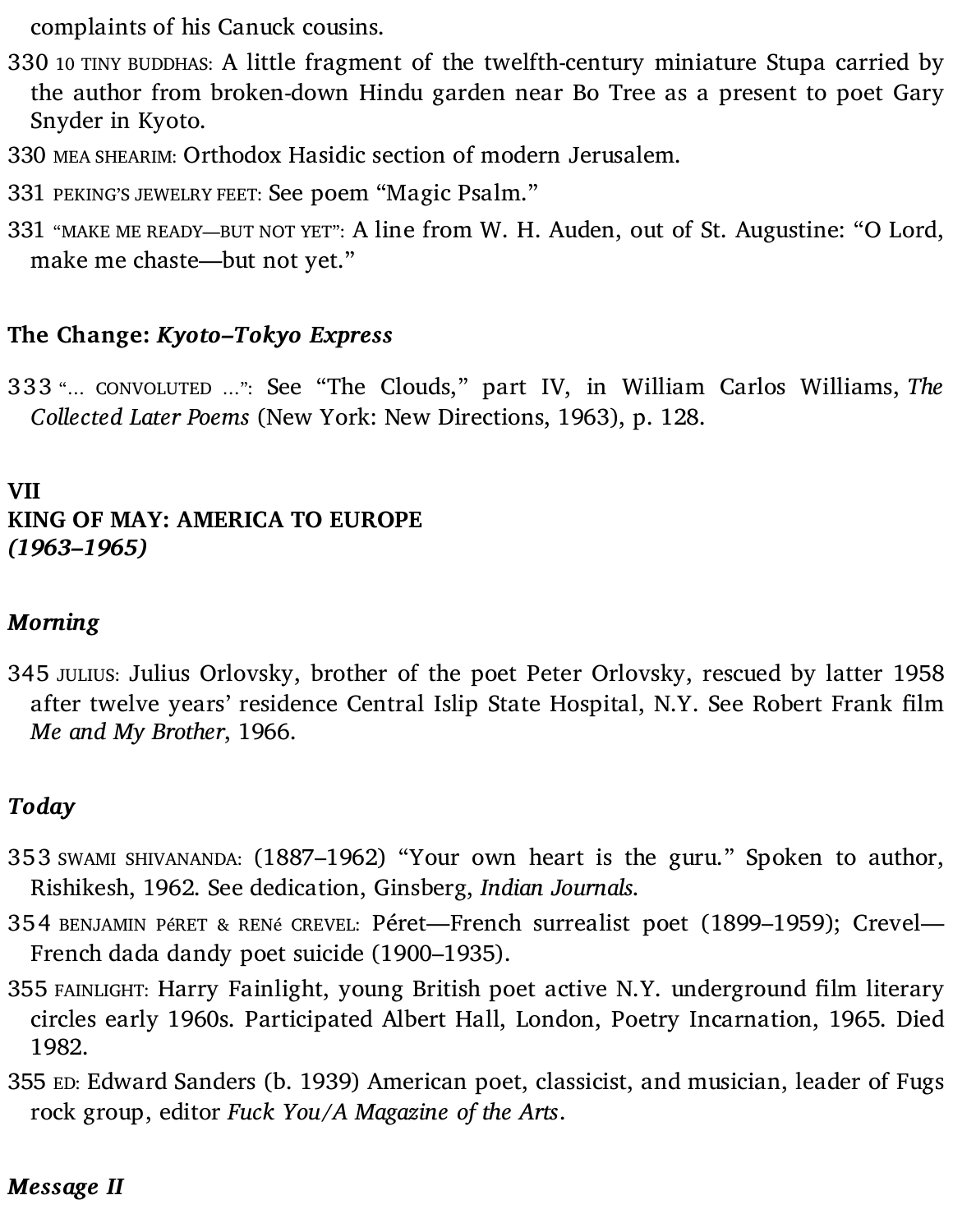complaints of his Canuck cousins.

330 10 TINY BUDDHAS: A little fragment of the twelfth-century miniature Stupa carried by the author from broken-down Hindu garden near Bo Tree as a present to poet Gary Snyder in Kyoto.

330 MEA SHEARIM: Orthodox Hasidic section of modern Jerusalem.

331 PEKING'S JEWELRY FEET: See poem "Magic Psalm."

331 "MAKE ME READY—BUT NOT YET": A line from W. H. Auden, out of St. Augustine: "O Lord, make me chaste—but not yet."

### The Change: *Kyoto–Tokyo Express*

333 "… CONVOLUTED …": See "The Clouds," part IV, in William Carlos Williams, *The Collected Later Poems* (New York: New Directions, 1963), p. 128.

## VII
## KING OF MAY: AMERICA TO EUROPE
## *(1963–1965)*

### *Morning*

345 JULIUS: Julius Orlovsky, brother of the poet Peter Orlovsky, rescued by latter 1958 after twelve years' residence Central Islip State Hospital, N.Y. See Robert Frank film *Me and My Brother*, 1966.

### *Today*

353 SWAMI SHIVANANDA: (1887–1962) "Your own heart is the guru." Spoken to author, Rishikesh, 1962. See dedication, Ginsberg, *Indian Journals*.

354 BENJAMIN PéRET & RENé CREVEL: Péret—French surrealist poet (1899–1959); Crevel—French dada dandy poet suicide (1900–1935).

355 FAINLIGHT: Harry Fainlight, young British poet active N.Y. underground film literary circles early 1960s. Participated Albert Hall, London, Poetry Incarnation, 1965. Died 1982.

355 ED: Edward Sanders (b. 1939) American poet, classicist, and musician, leader of Fugs rock group, editor *Fuck You/A Magazine of the Arts*.

### *Message II*